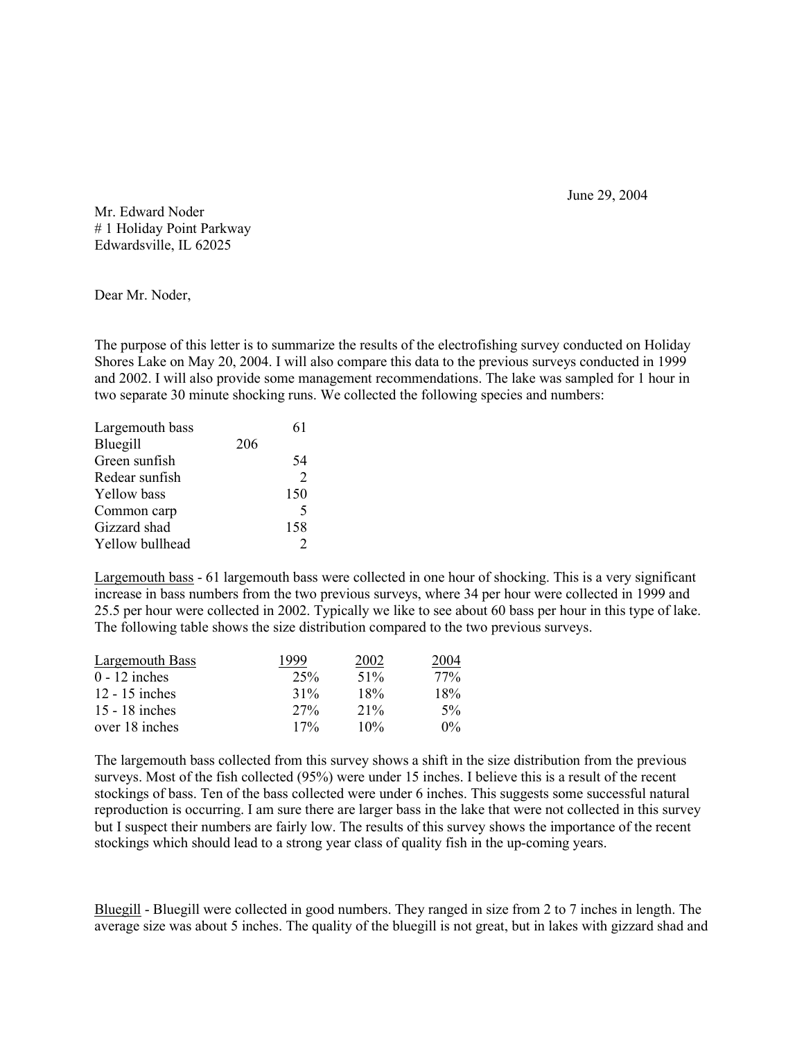June 29, 2004

Mr. Edward Noder
# 1 Holiday Point Parkway
Edwardsville, IL 62025

Dear Mr. Noder,

The purpose of this letter is to summarize the results of the electrofishing survey conducted on Holiday Shores Lake on May 20, 2004. I will also compare this data to the previous surveys conducted in 1999 and 2002. I will also provide some management recommendations. The lake was sampled for 1 hour in two separate 30 minute shocking runs. We collected the following species and numbers:

| Species | Number |
|---|---|
| Largemouth bass | 61 |
| Bluegill | 206 |
| Green sunfish | 54 |
| Redear sunfish | 2 |
| Yellow bass | 150 |
| Common carp | 5 |
| Gizzard shad | 158 |
| Yellow bullhead | 2 |

Largemouth bass - 61 largemouth bass were collected in one hour of shocking. This is a very significant increase in bass numbers from the two previous surveys, where 34 per hour were collected in 1999 and 25.5 per hour were collected in 2002. Typically we like to see about 60 bass per hour in this type of lake. The following table shows the size distribution compared to the two previous surveys.

| Largemouth Bass | 1999 | 2002 | 2004 |
|---|---|---|---|
| 0 - 12 inches | 25% | 51% | 77% |
| 12 - 15 inches | 31% | 18% | 18% |
| 15 - 18 inches | 27% | 21% | 5% |
| over 18 inches | 17% | 10% | 0% |

The largemouth bass collected from this survey shows a shift in the size distribution from the previous surveys. Most of the fish collected (95%) were under 15 inches. I believe this is a result of the recent stockings of bass. Ten of the bass collected were under 6 inches. This suggests some successful natural reproduction is occurring. I am sure there are larger bass in the lake that were not collected in this survey but I suspect their numbers are fairly low. The results of this survey shows the importance of the recent stockings which should lead to a strong year class of quality fish in the up-coming years.

Bluegill - Bluegill were collected in good numbers. They ranged in size from 2 to 7 inches in length. The average size was about 5 inches. The quality of the bluegill is not great, but in lakes with gizzard shad and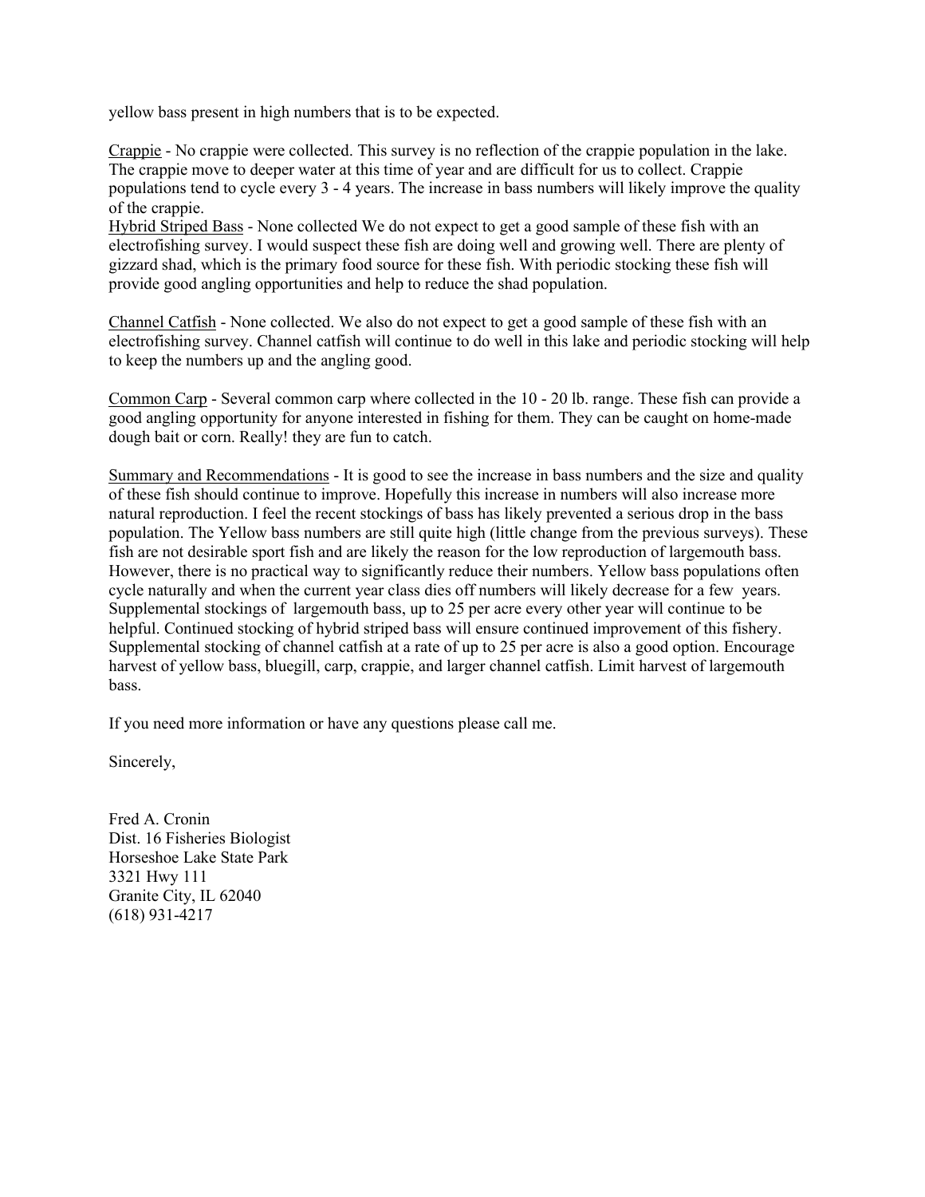yellow bass present in high numbers that is to be expected.

Crappie - No crappie were collected. This survey is no reflection of the crappie population in the lake. The crappie move to deeper water at this time of year and are difficult for us to collect. Crappie populations tend to cycle every 3 - 4 years. The increase in bass numbers will likely improve the quality of the crappie.

Hybrid Striped Bass - None collected We do not expect to get a good sample of these fish with an electrofishing survey. I would suspect these fish are doing well and growing well. There are plenty of gizzard shad, which is the primary food source for these fish. With periodic stocking these fish will provide good angling opportunities and help to reduce the shad population.

Channel Catfish - None collected. We also do not expect to get a good sample of these fish with an electrofishing survey. Channel catfish will continue to do well in this lake and periodic stocking will help to keep the numbers up and the angling good.

Common Carp - Several common carp where collected in the 10 - 20 lb. range. These fish can provide a good angling opportunity for anyone interested in fishing for them. They can be caught on home-made dough bait or corn. Really! they are fun to catch.

Summary and Recommendations - It is good to see the increase in bass numbers and the size and quality of these fish should continue to improve. Hopefully this increase in numbers will also increase more natural reproduction. I feel the recent stockings of bass has likely prevented a serious drop in the bass population. The Yellow bass numbers are still quite high (little change from the previous surveys). These fish are not desirable sport fish and are likely the reason for the low reproduction of largemouth bass. However, there is no practical way to significantly reduce their numbers. Yellow bass populations often cycle naturally and when the current year class dies off numbers will likely decrease for a few years. Supplemental stockings of largemouth bass, up to 25 per acre every other year will continue to be helpful. Continued stocking of hybrid striped bass will ensure continued improvement of this fishery. Supplemental stocking of channel catfish at a rate of up to 25 per acre is also a good option. Encourage harvest of yellow bass, bluegill, carp, crappie, and larger channel catfish. Limit harvest of largemouth bass.

If you need more information or have any questions please call me.

Sincerely,

Fred A. Cronin  
Dist. 16 Fisheries Biologist  
Horseshoe Lake State Park  
3321 Hwy 111  
Granite City, IL 62040  
(618) 931-4217